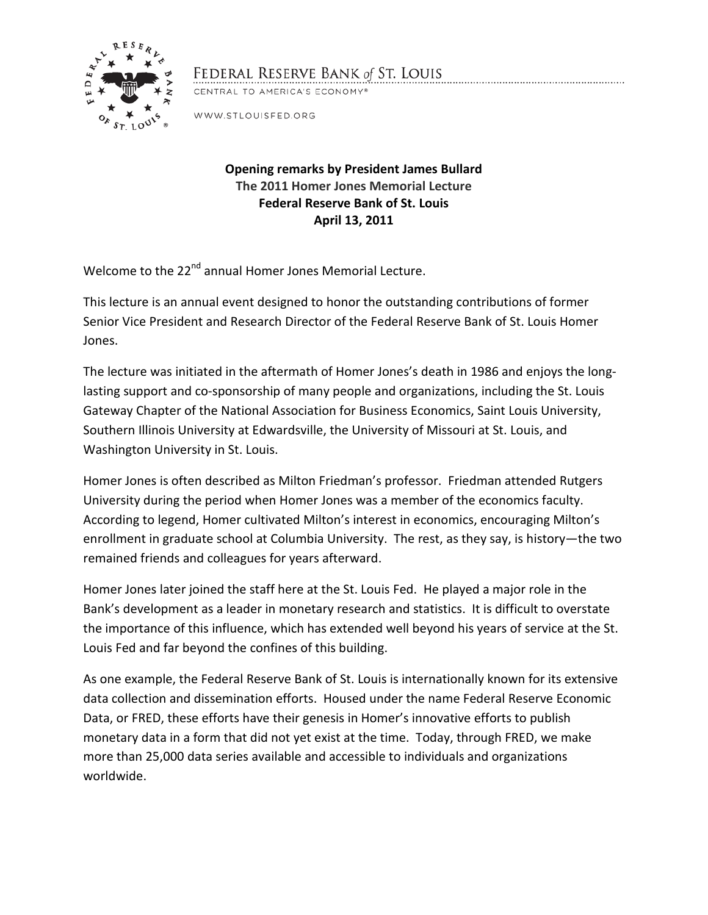FEDERAL RESERVE BANK of ST. LOUIS

CENTRAL TO AMERICA'S ECONOMY®

WWW.STLOUISFED.ORG

**Opening remarks by President James Bullard**
**The 2011 Homer Jones Memorial Lecture**
**Federal Reserve Bank of St. Louis**
**April 13, 2011**

Welcome to the 22nd annual Homer Jones Memorial Lecture.

This lecture is an annual event designed to honor the outstanding contributions of former Senior Vice President and Research Director of the Federal Reserve Bank of St. Louis Homer Jones.

The lecture was initiated in the aftermath of Homer Jones's death in 1986 and enjoys the long-lasting support and co-sponsorship of many people and organizations, including the St. Louis Gateway Chapter of the National Association for Business Economics, Saint Louis University, Southern Illinois University at Edwardsville, the University of Missouri at St. Louis, and Washington University in St. Louis.

Homer Jones is often described as Milton Friedman's professor. Friedman attended Rutgers University during the period when Homer Jones was a member of the economics faculty. According to legend, Homer cultivated Milton's interest in economics, encouraging Milton's enrollment in graduate school at Columbia University. The rest, as they say, is history—the two remained friends and colleagues for years afterward.

Homer Jones later joined the staff here at the St. Louis Fed. He played a major role in the Bank's development as a leader in monetary research and statistics. It is difficult to overstate the importance of this influence, which has extended well beyond his years of service at the St. Louis Fed and far beyond the confines of this building.

As one example, the Federal Reserve Bank of St. Louis is internationally known for its extensive data collection and dissemination efforts. Housed under the name Federal Reserve Economic Data, or FRED, these efforts have their genesis in Homer's innovative efforts to publish monetary data in a form that did not yet exist at the time. Today, through FRED, we make more than 25,000 data series available and accessible to individuals and organizations worldwide.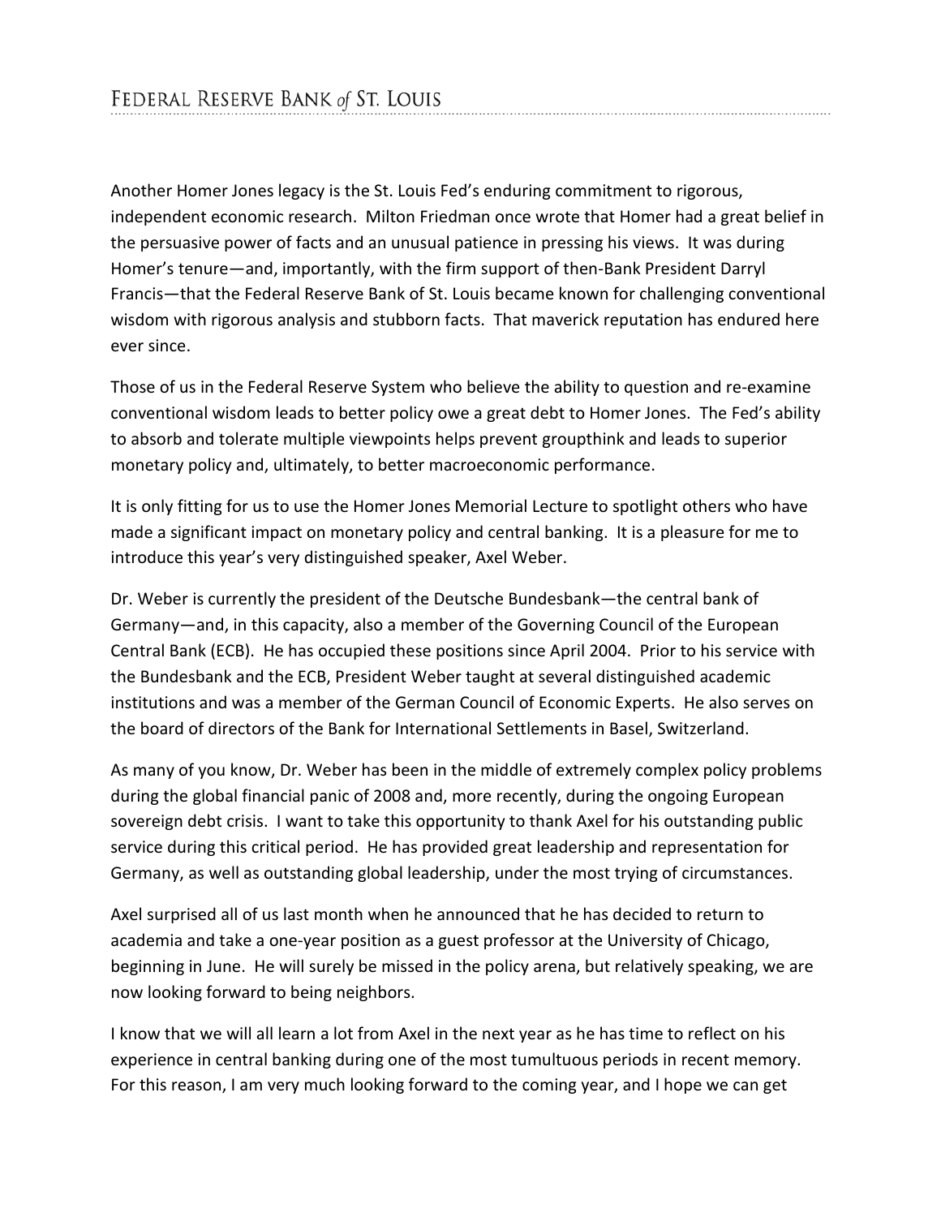Another Homer Jones legacy is the St. Louis Fed's enduring commitment to rigorous, independent economic research. Milton Friedman once wrote that Homer had a great belief in the persuasive power of facts and an unusual patience in pressing his views. It was during Homer's tenure—and, importantly, with the firm support of then-Bank President Darryl Francis—that the Federal Reserve Bank of St. Louis became known for challenging conventional wisdom with rigorous analysis and stubborn facts. That maverick reputation has endured here ever since.

Those of us in the Federal Reserve System who believe the ability to question and re-examine conventional wisdom leads to better policy owe a great debt to Homer Jones. The Fed's ability to absorb and tolerate multiple viewpoints helps prevent groupthink and leads to superior monetary policy and, ultimately, to better macroeconomic performance.

It is only fitting for us to use the Homer Jones Memorial Lecture to spotlight others who have made a significant impact on monetary policy and central banking. It is a pleasure for me to introduce this year's very distinguished speaker, Axel Weber.

Dr. Weber is currently the president of the Deutsche Bundesbank—the central bank of Germany—and, in this capacity, also a member of the Governing Council of the European Central Bank (ECB). He has occupied these positions since April 2004. Prior to his service with the Bundesbank and the ECB, President Weber taught at several distinguished academic institutions and was a member of the German Council of Economic Experts. He also serves on the board of directors of the Bank for International Settlements in Basel, Switzerland.

As many of you know, Dr. Weber has been in the middle of extremely complex policy problems during the global financial panic of 2008 and, more recently, during the ongoing European sovereign debt crisis. I want to take this opportunity to thank Axel for his outstanding public service during this critical period. He has provided great leadership and representation for Germany, as well as outstanding global leadership, under the most trying of circumstances.

Axel surprised all of us last month when he announced that he has decided to return to academia and take a one-year position as a guest professor at the University of Chicago, beginning in June. He will surely be missed in the policy arena, but relatively speaking, we are now looking forward to being neighbors.

I know that we will all learn a lot from Axel in the next year as he has time to reflect on his experience in central banking during one of the most tumultuous periods in recent memory. For this reason, I am very much looking forward to the coming year, and I hope we can get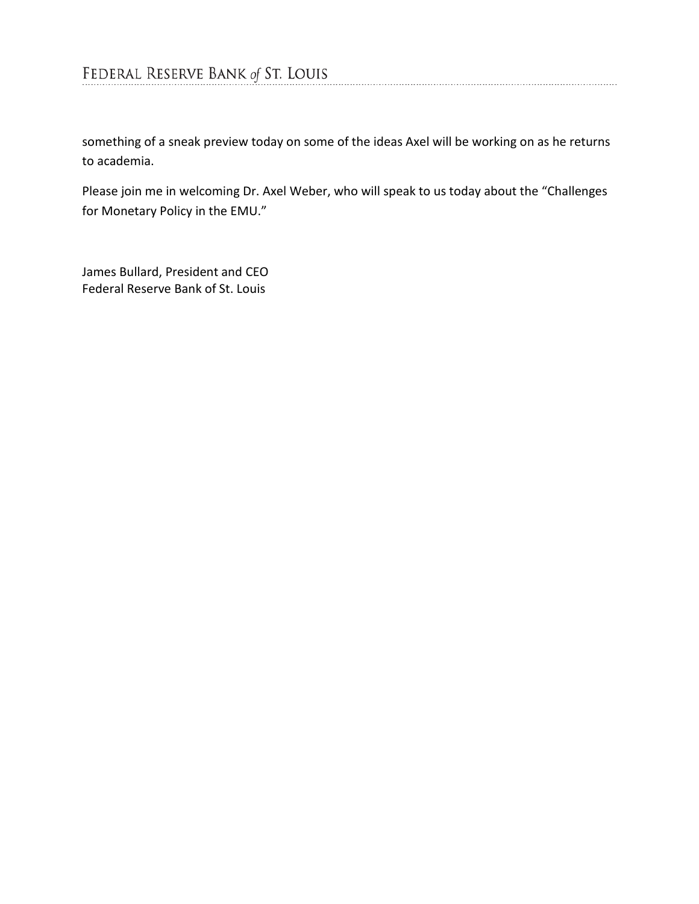something of a sneak preview today on some of the ideas Axel will be working on as he returns to academia.

Please join me in welcoming Dr. Axel Weber, who will speak to us today about the "Challenges for Monetary Policy in the EMU."

James Bullard, President and CEO
Federal Reserve Bank of St. Louis